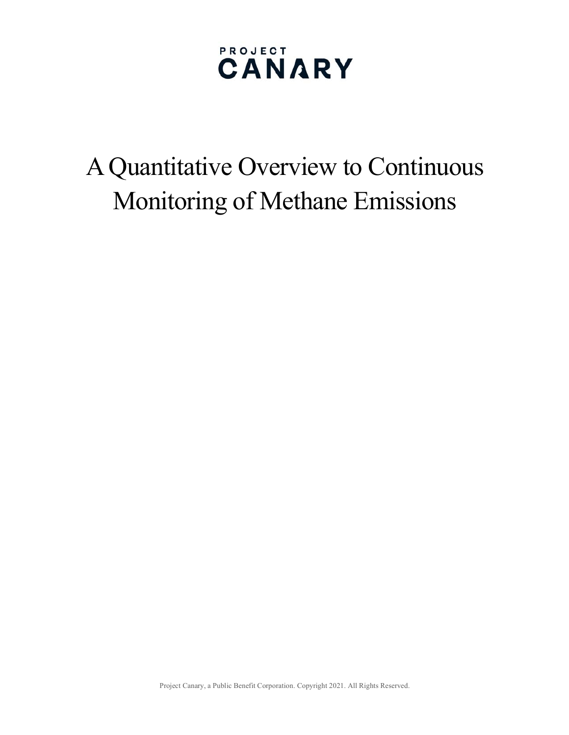PROJECT
CANARY

# A Quantitative Overview to Continuous Monitoring of Methane Emissions

Project Canary, a Public Benefit Corporation. Copyright 2021. All Rights Reserved.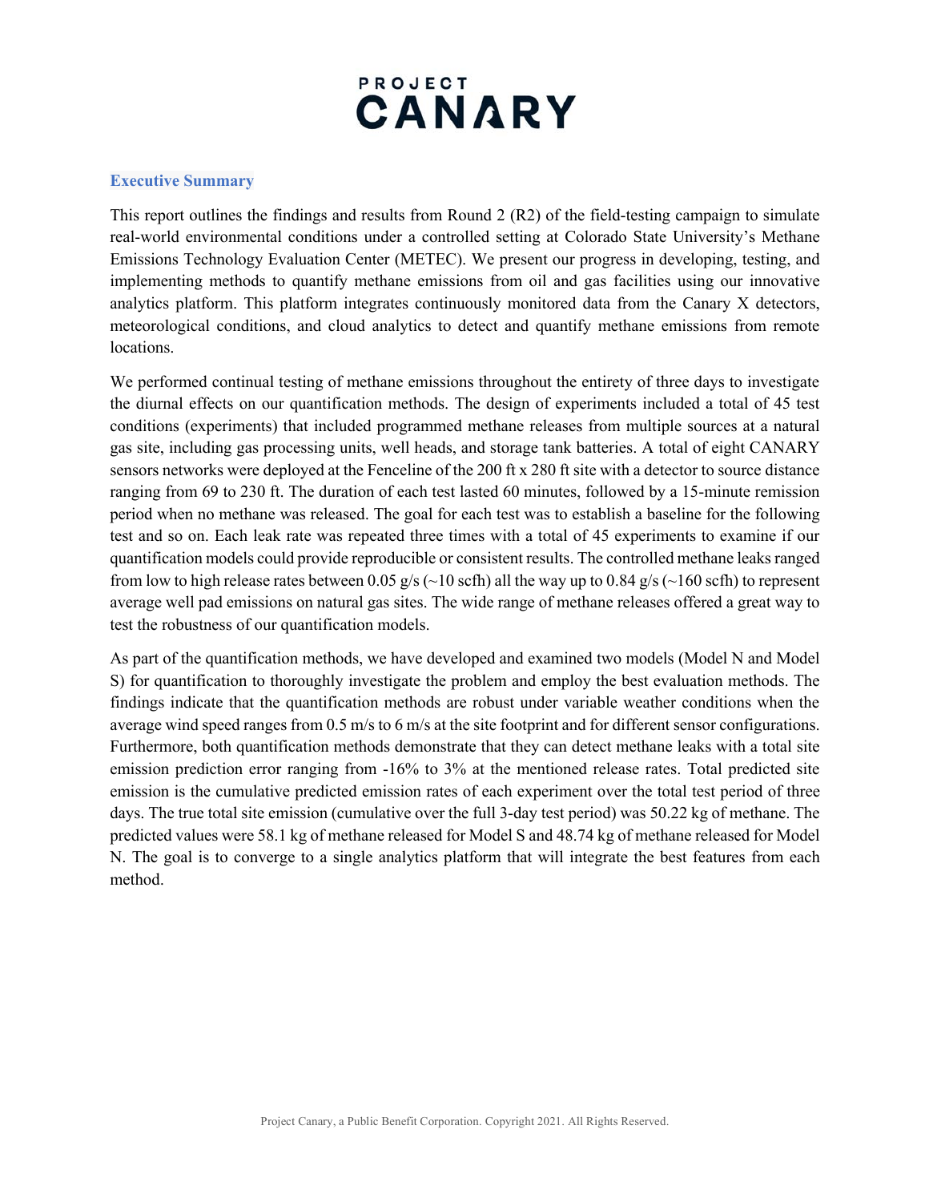# PROJECT CANARY

## Executive Summary

This report outlines the findings and results from Round 2 (R2) of the field-testing campaign to simulate real-world environmental conditions under a controlled setting at Colorado State University's Methane Emissions Technology Evaluation Center (METEC). We present our progress in developing, testing, and implementing methods to quantify methane emissions from oil and gas facilities using our innovative analytics platform. This platform integrates continuously monitored data from the Canary X detectors, meteorological conditions, and cloud analytics to detect and quantify methane emissions from remote locations.

We performed continual testing of methane emissions throughout the entirety of three days to investigate the diurnal effects on our quantification methods. The design of experiments included a total of 45 test conditions (experiments) that included programmed methane releases from multiple sources at a natural gas site, including gas processing units, well heads, and storage tank batteries. A total of eight CANARY sensors networks were deployed at the Fenceline of the 200 ft x 280 ft site with a detector to source distance ranging from 69 to 230 ft. The duration of each test lasted 60 minutes, followed by a 15-minute remission period when no methane was released. The goal for each test was to establish a baseline for the following test and so on. Each leak rate was repeated three times with a total of 45 experiments to examine if our quantification models could provide reproducible or consistent results. The controlled methane leaks ranged from low to high release rates between 0.05 g/s (~10 scfh) all the way up to 0.84 g/s (~160 scfh) to represent average well pad emissions on natural gas sites. The wide range of methane releases offered a great way to test the robustness of our quantification models.

As part of the quantification methods, we have developed and examined two models (Model N and Model S) for quantification to thoroughly investigate the problem and employ the best evaluation methods. The findings indicate that the quantification methods are robust under variable weather conditions when the average wind speed ranges from 0.5 m/s to 6 m/s at the site footprint and for different sensor configurations. Furthermore, both quantification methods demonstrate that they can detect methane leaks with a total site emission prediction error ranging from -16% to 3% at the mentioned release rates. Total predicted site emission is the cumulative predicted emission rates of each experiment over the total test period of three days. The true total site emission (cumulative over the full 3-day test period) was 50.22 kg of methane. The predicted values were 58.1 kg of methane released for Model S and 48.74 kg of methane released for Model N. The goal is to converge to a single analytics platform that will integrate the best features from each method.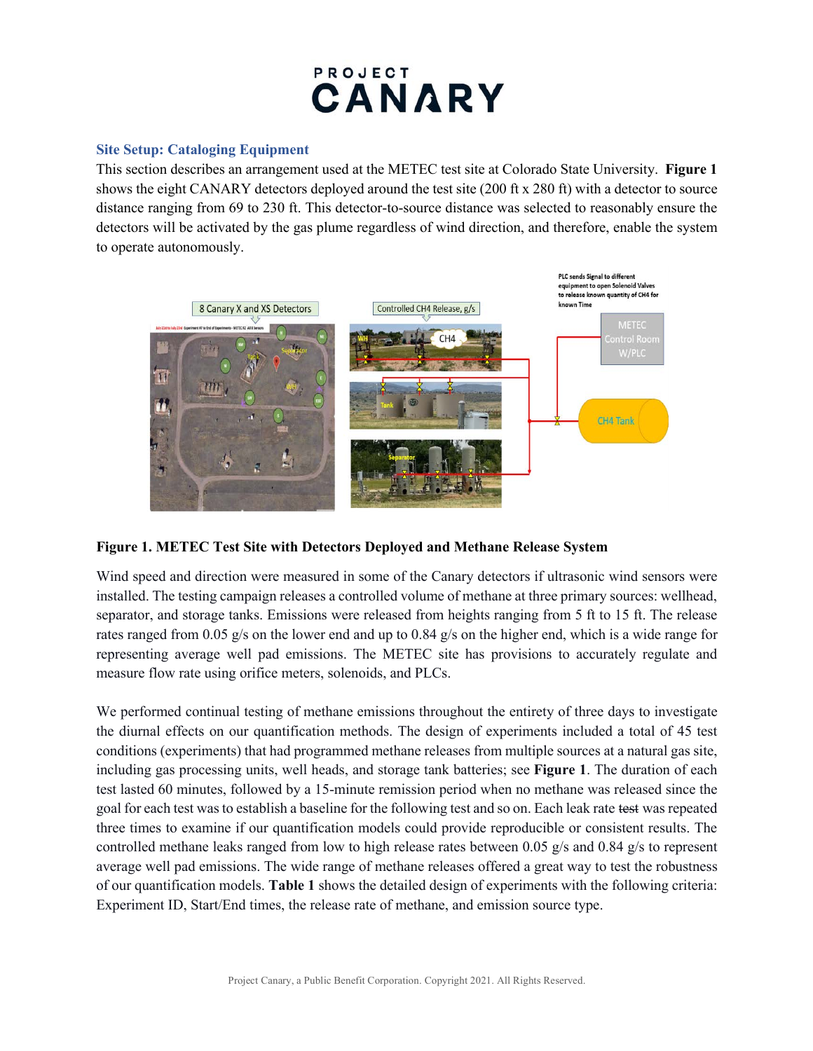## Site Setup: Cataloging Equipment

This section describes an arrangement used at the METEC test site at Colorado State University. **Figure 1** shows the eight CANARY detectors deployed around the test site (200 ft x 280 ft) with a detector to source distance ranging from 69 to 230 ft. This detector-to-source distance was selected to reasonably ensure the detectors will be activated by the gas plume regardless of wind direction, and therefore, enable the system to operate autonomously.

**Figure 1. METEC Test Site with Detectors Deployed and Methane Release System**

Wind speed and direction were measured in some of the Canary detectors if ultrasonic wind sensors were installed. The testing campaign releases a controlled volume of methane at three primary sources: wellhead, separator, and storage tanks. Emissions were released from heights ranging from 5 ft to 15 ft. The release rates ranged from 0.05 g/s on the lower end and up to 0.84 g/s on the higher end, which is a wide range for representing average well pad emissions. The METEC site has provisions to accurately regulate and measure flow rate using orifice meters, solenoids, and PLCs.

We performed continual testing of methane emissions throughout the entirety of three days to investigate the diurnal effects on our quantification methods. The design of experiments included a total of 45 test conditions (experiments) that had programmed methane releases from multiple sources at a natural gas site, including gas processing units, well heads, and storage tank batteries; see **Figure 1**. The duration of each test lasted 60 minutes, followed by a 15-minute remission period when no methane was released since the goal for each test was to establish a baseline for the following test and so on. Each leak rate ~~test~~ was repeated three times to examine if our quantification models could provide reproducible or consistent results. The controlled methane leaks ranged from low to high release rates between 0.05 g/s and 0.84 g/s to represent average well pad emissions. The wide range of methane releases offered a great way to test the robustness of our quantification models. **Table 1** shows the detailed design of experiments with the following criteria: Experiment ID, Start/End times, the release rate of methane, and emission source type.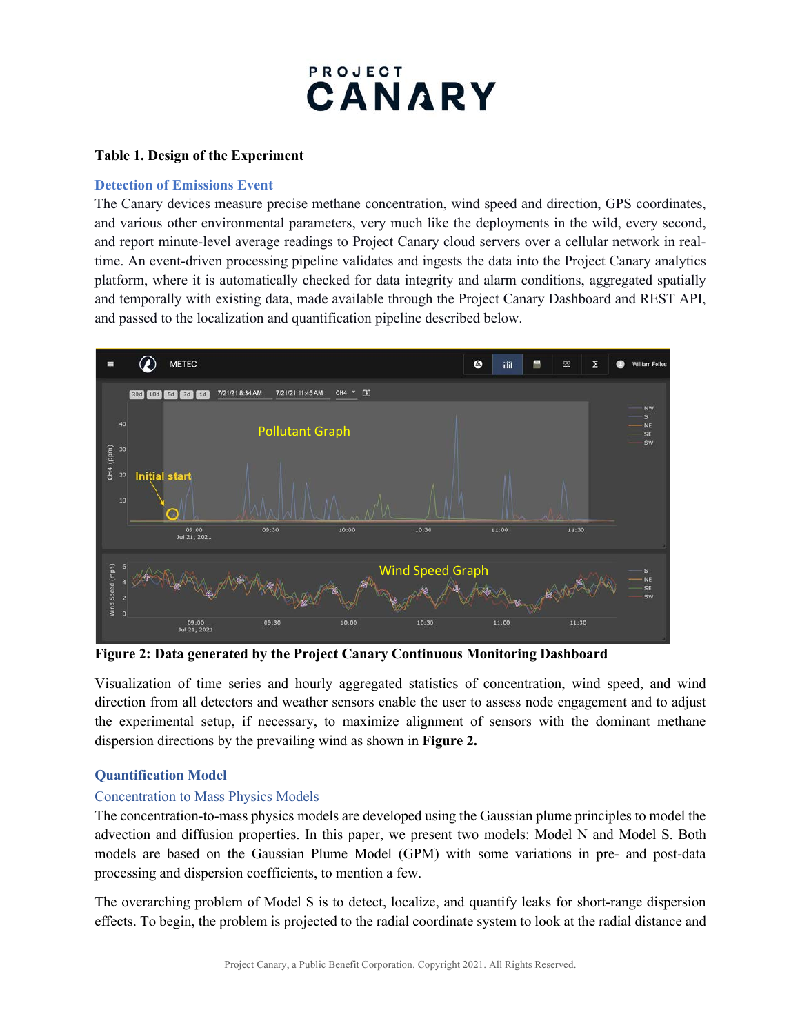**Table 1. Design of the Experiment**

## Detection of Emissions Event

The Canary devices measure precise methane concentration, wind speed and direction, GPS coordinates, and various other environmental parameters, very much like the deployments in the wild, every second, and report minute-level average readings to Project Canary cloud servers over a cellular network in real-time. An event-driven processing pipeline validates and ingests the data into the Project Canary analytics platform, where it is automatically checked for data integrity and alarm conditions, aggregated spatially and temporally with existing data, made available through the Project Canary Dashboard and REST API, and passed to the localization and quantification pipeline described below.

**Figure 2: Data generated by the Project Canary Continuous Monitoring Dashboard**

Visualization of time series and hourly aggregated statistics of concentration, wind speed, and wind direction from all detectors and weather sensors enable the user to assess node engagement and to adjust the experimental setup, if necessary, to maximize alignment of sensors with the dominant methane dispersion directions by the prevailing wind as shown in **Figure 2.**

## Quantification Model

### Concentration to Mass Physics Models

The concentration-to-mass physics models are developed using the Gaussian plume principles to model the advection and diffusion properties. In this paper, we present two models: Model N and Model S. Both models are based on the Gaussian Plume Model (GPM) with some variations in pre- and post-data processing and dispersion coefficients, to mention a few.

The overarching problem of Model S is to detect, localize, and quantify leaks for short-range dispersion effects. To begin, the problem is projected to the radial coordinate system to look at the radial distance and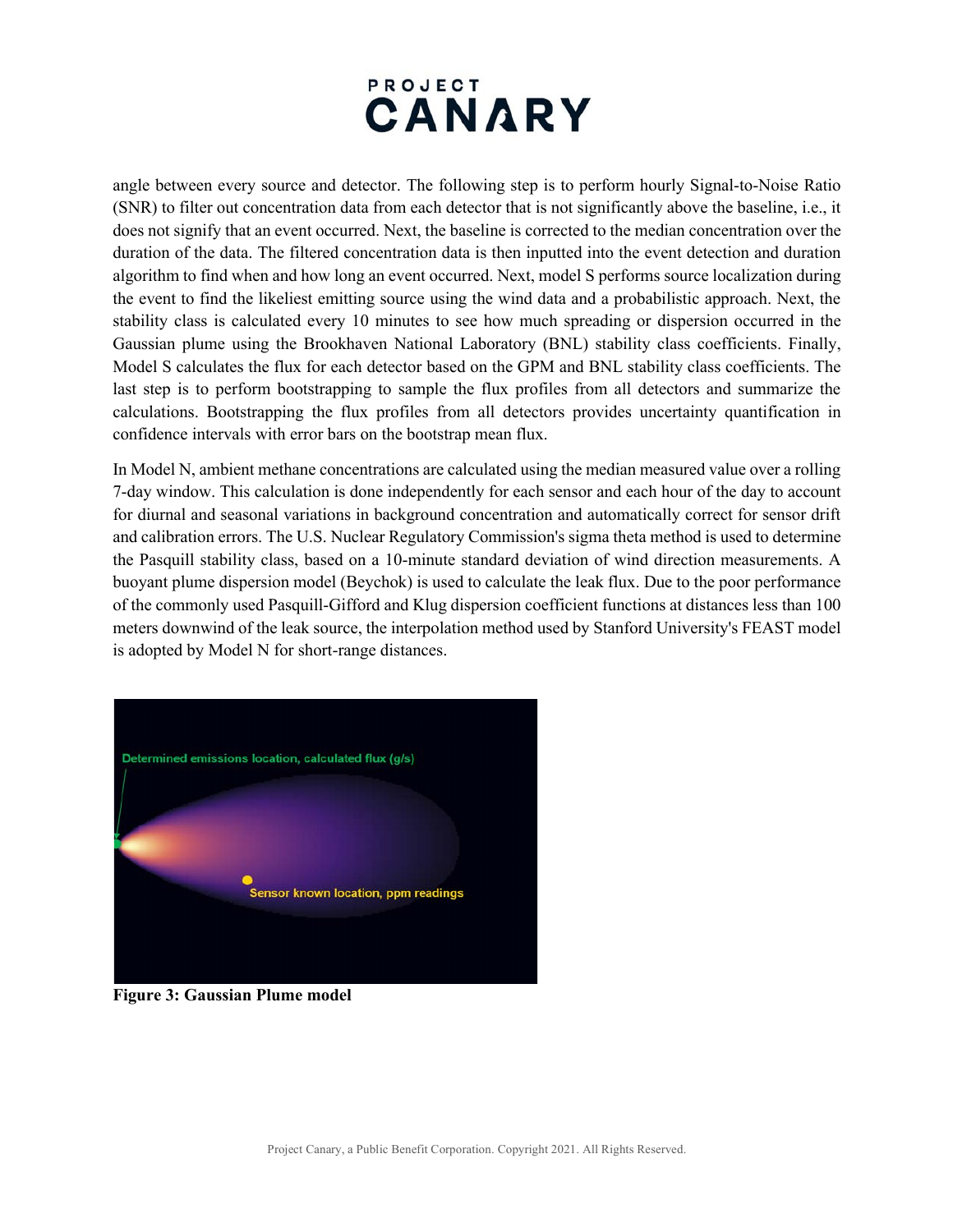angle between every source and detector. The following step is to perform hourly Signal-to-Noise Ratio (SNR) to filter out concentration data from each detector that is not significantly above the baseline, i.e., it does not signify that an event occurred. Next, the baseline is corrected to the median concentration over the duration of the data. The filtered concentration data is then inputted into the event detection and duration algorithm to find when and how long an event occurred. Next, model S performs source localization during the event to find the likeliest emitting source using the wind data and a probabilistic approach. Next, the stability class is calculated every 10 minutes to see how much spreading or dispersion occurred in the Gaussian plume using the Brookhaven National Laboratory (BNL) stability class coefficients. Finally, Model S calculates the flux for each detector based on the GPM and BNL stability class coefficients. The last step is to perform bootstrapping to sample the flux profiles from all detectors and summarize the calculations. Bootstrapping the flux profiles from all detectors provides uncertainty quantification in confidence intervals with error bars on the bootstrap mean flux.

In Model N, ambient methane concentrations are calculated using the median measured value over a rolling 7-day window. This calculation is done independently for each sensor and each hour of the day to account for diurnal and seasonal variations in background concentration and automatically correct for sensor drift and calibration errors. The U.S. Nuclear Regulatory Commission's sigma theta method is used to determine the Pasquill stability class, based on a 10-minute standard deviation of wind direction measurements. A buoyant plume dispersion model (Beychok) is used to calculate the leak flux. Due to the poor performance of the commonly used Pasquill-Gifford and Klug dispersion coefficient functions at distances less than 100 meters downwind of the leak source, the interpolation method used by Stanford University's FEAST model is adopted by Model N for short-range distances.

**Figure 3: Gaussian Plume model**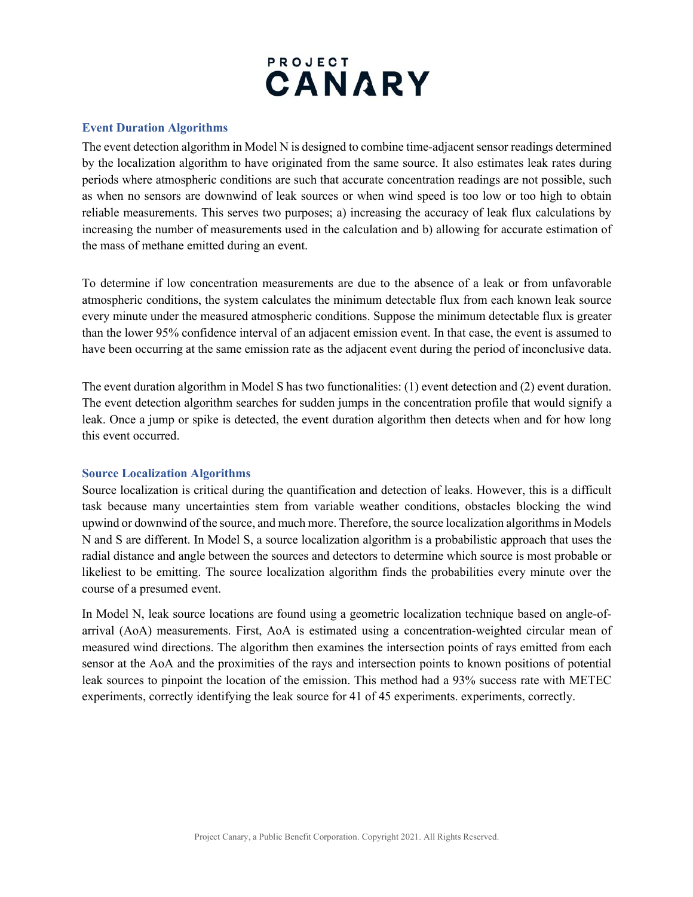## Event Duration Algorithms

The event detection algorithm in Model N is designed to combine time-adjacent sensor readings determined by the localization algorithm to have originated from the same source. It also estimates leak rates during periods where atmospheric conditions are such that accurate concentration readings are not possible, such as when no sensors are downwind of leak sources or when wind speed is too low or too high to obtain reliable measurements. This serves two purposes; a) increasing the accuracy of leak flux calculations by increasing the number of measurements used in the calculation and b) allowing for accurate estimation of the mass of methane emitted during an event.

To determine if low concentration measurements are due to the absence of a leak or from unfavorable atmospheric conditions, the system calculates the minimum detectable flux from each known leak source every minute under the measured atmospheric conditions. Suppose the minimum detectable flux is greater than the lower 95% confidence interval of an adjacent emission event. In that case, the event is assumed to have been occurring at the same emission rate as the adjacent event during the period of inconclusive data.

The event duration algorithm in Model S has two functionalities: (1) event detection and (2) event duration. The event detection algorithm searches for sudden jumps in the concentration profile that would signify a leak. Once a jump or spike is detected, the event duration algorithm then detects when and for how long this event occurred.

## Source Localization Algorithms

Source localization is critical during the quantification and detection of leaks. However, this is a difficult task because many uncertainties stem from variable weather conditions, obstacles blocking the wind upwind or downwind of the source, and much more. Therefore, the source localization algorithms in Models N and S are different. In Model S, a source localization algorithm is a probabilistic approach that uses the radial distance and angle between the sources and detectors to determine which source is most probable or likeliest to be emitting. The source localization algorithm finds the probabilities every minute over the course of a presumed event.

In Model N, leak source locations are found using a geometric localization technique based on angle-of-arrival (AoA) measurements. First, AoA is estimated using a concentration-weighted circular mean of measured wind directions. The algorithm then examines the intersection points of rays emitted from each sensor at the AoA and the proximities of the rays and intersection points to known positions of potential leak sources to pinpoint the location of the emission. This method had a 93% success rate with METEC experiments, correctly identifying the leak source for 41 of 45 experiments. experiments, correctly.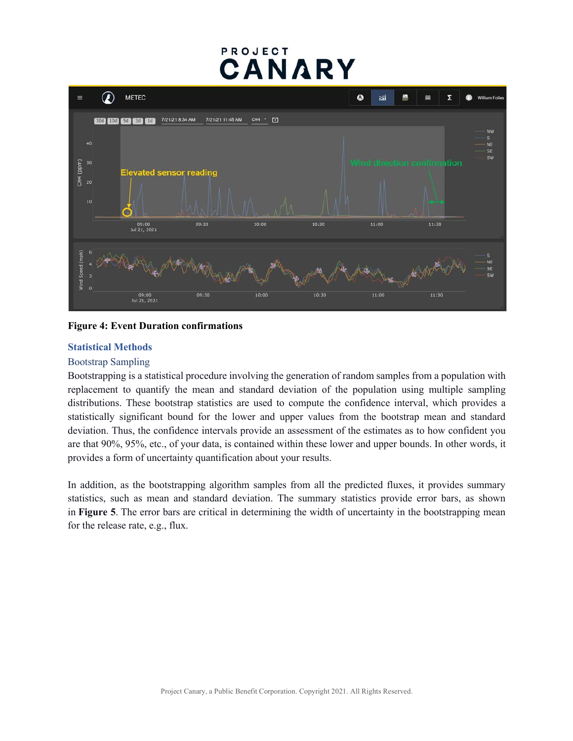**Figure 4: Event Duration confirmations**

## Statistical Methods

### Bootstrap Sampling

Bootstrapping is a statistical procedure involving the generation of random samples from a population with replacement to quantify the mean and standard deviation of the population using multiple sampling distributions. These bootstrap statistics are used to compute the confidence interval, which provides a statistically significant bound for the lower and upper values from the bootstrap mean and standard deviation. Thus, the confidence intervals provide an assessment of the estimates as to how confident you are that 90%, 95%, etc., of your data, is contained within these lower and upper bounds. In other words, it provides a form of uncertainty quantification about your results.

In addition, as the bootstrapping algorithm samples from all the predicted fluxes, it provides summary statistics, such as mean and standard deviation. The summary statistics provide error bars, as shown in **Figure 5**. The error bars are critical in determining the width of uncertainty in the bootstrapping mean for the release rate, e.g., flux.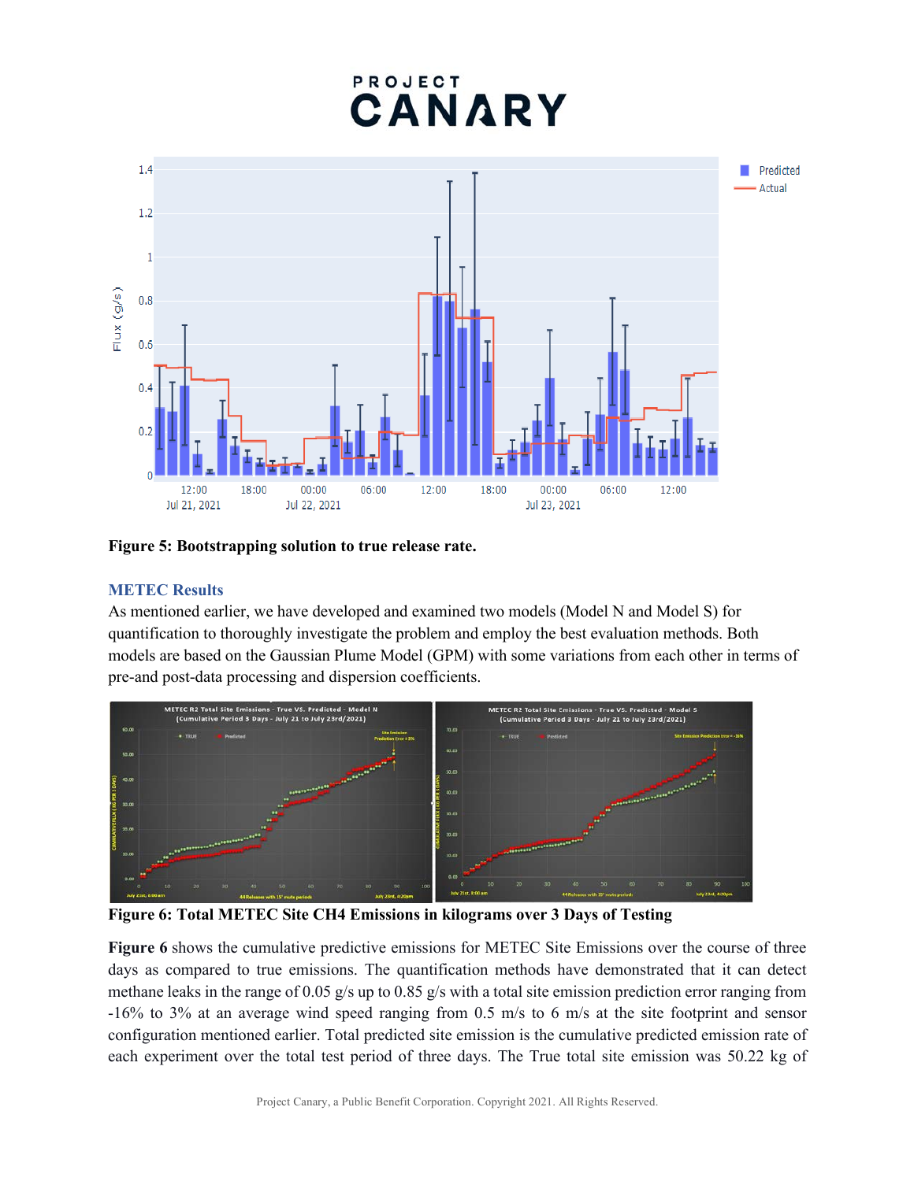**Figure 5: Bootstrapping solution to true release rate.**

## METEC Results

As mentioned earlier, we have developed and examined two models (Model N and Model S) for quantification to thoroughly investigate the problem and employ the best evaluation methods. Both models are based on the Gaussian Plume Model (GPM) with some variations from each other in terms of pre-and post-data processing and dispersion coefficients.

**Figure 6: Total METEC Site CH4 Emissions in kilograms over 3 Days of Testing**

**Figure 6** shows the cumulative predictive emissions for METEC Site Emissions over the course of three days as compared to true emissions. The quantification methods have demonstrated that it can detect methane leaks in the range of 0.05 g/s up to 0.85 g/s with a total site emission prediction error ranging from -16% to 3% at an average wind speed ranging from 0.5 m/s to 6 m/s at the site footprint and sensor configuration mentioned earlier. Total predicted site emission is the cumulative predicted emission rate of each experiment over the total test period of three days. The True total site emission was 50.22 kg of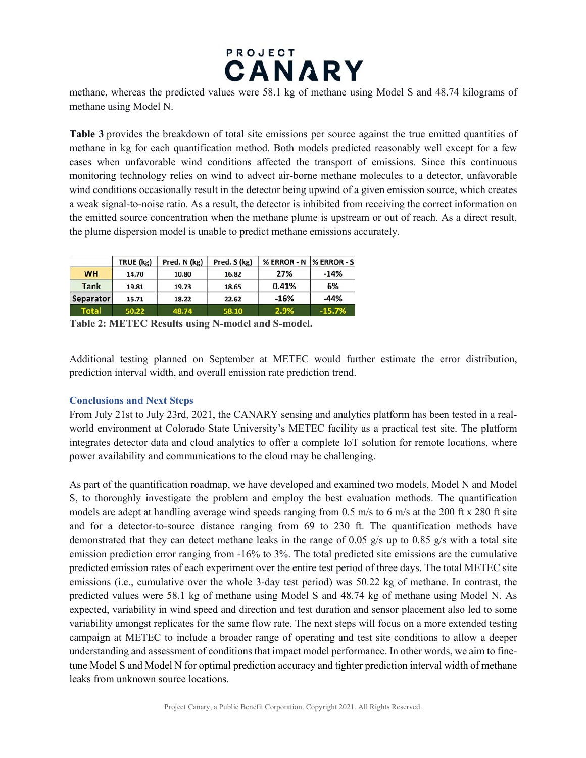methane, whereas the predicted values were 58.1 kg of methane using Model S and 48.74 kilograms of methane using Model N.

**Table 3** provides the breakdown of total site emissions per source against the true emitted quantities of methane in kg for each quantification method. Both models predicted reasonably well except for a few cases when unfavorable wind conditions affected the transport of emissions. Since this continuous monitoring technology relies on wind to advect air-borne methane molecules to a detector, unfavorable wind conditions occasionally result in the detector being upwind of a given emission source, which creates a weak signal-to-noise ratio. As a result, the detector is inhibited from receiving the correct information on the emitted source concentration when the methane plume is upstream or out of reach. As a direct result, the plume dispersion model is unable to predict methane emissions accurately.

| | TRUE (kg) | Pred. N (kg) | Pred. S (kg) | % ERROR - N | % ERROR - S |
|---|---|---|---|---|---|
| WH | 14.70 | 10.80 | 16.82 | 27% | -14% |
| Tank | 19.81 | 19.73 | 18.65 | 0.41% | 6% |
| Separator | 15.71 | 18.22 | 22.62 | -16% | -44% |
| Total | 50.22 | 48.74 | 58.10 | 2.9% | -15.7% |

**Table 2: METEC Results using N-model and S-model.**

Additional testing planned on September at METEC would further estimate the error distribution, prediction interval width, and overall emission rate prediction trend.

## Conclusions and Next Steps

From July 21st to July 23rd, 2021, the CANARY sensing and analytics platform has been tested in a real-world environment at Colorado State University's METEC facility as a practical test site. The platform integrates detector data and cloud analytics to offer a complete IoT solution for remote locations, where power availability and communications to the cloud may be challenging.

As part of the quantification roadmap, we have developed and examined two models, Model N and Model S, to thoroughly investigate the problem and employ the best evaluation methods. The quantification models are adept at handling average wind speeds ranging from 0.5 m/s to 6 m/s at the 200 ft x 280 ft site and for a detector-to-source distance ranging from 69 to 230 ft. The quantification methods have demonstrated that they can detect methane leaks in the range of 0.05 g/s up to 0.85 g/s with a total site emission prediction error ranging from -16% to 3%. The total predicted site emissions are the cumulative predicted emission rates of each experiment over the entire test period of three days. The total METEC site emissions (i.e., cumulative over the whole 3-day test period) was 50.22 kg of methane. In contrast, the predicted values were 58.1 kg of methane using Model S and 48.74 kg of methane using Model N. As expected, variability in wind speed and direction and test duration and sensor placement also led to some variability amongst replicates for the same flow rate. The next steps will focus on a more extended testing campaign at METEC to include a broader range of operating and test site conditions to allow a deeper understanding and assessment of conditions that impact model performance. In other words, we aim to fine-tune Model S and Model N for optimal prediction accuracy and tighter prediction interval width of methane leaks from unknown source locations.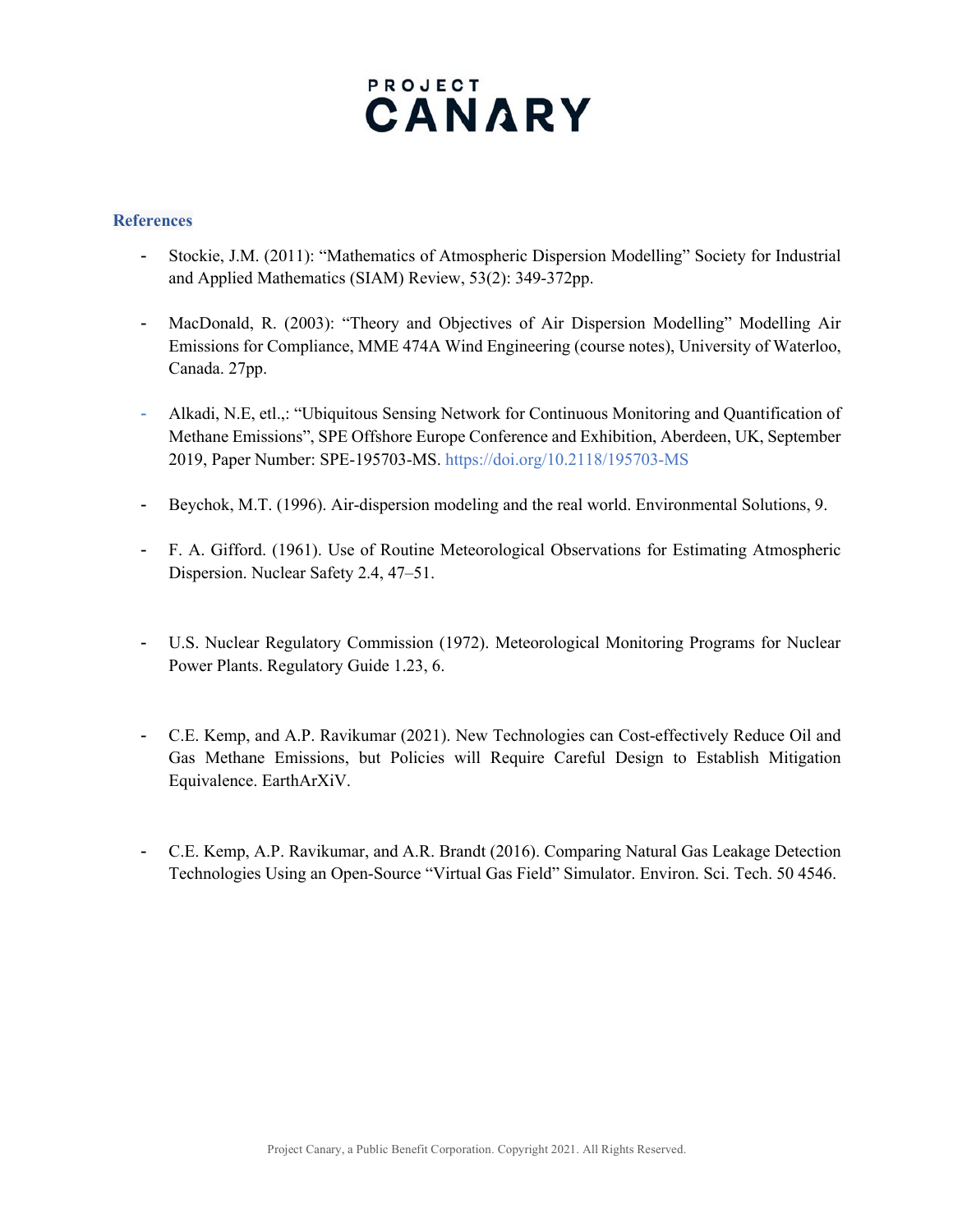## References

- Stockie, J.M. (2011): "Mathematics of Atmospheric Dispersion Modelling" Society for Industrial and Applied Mathematics (SIAM) Review, 53(2): 349-372pp.

- MacDonald, R. (2003): "Theory and Objectives of Air Dispersion Modelling" Modelling Air Emissions for Compliance, MME 474A Wind Engineering (course notes), University of Waterloo, Canada. 27pp.

- Alkadi, N.E, etl.,: "Ubiquitous Sensing Network for Continuous Monitoring and Quantification of Methane Emissions", SPE Offshore Europe Conference and Exhibition, Aberdeen, UK, September 2019, Paper Number: SPE-195703-MS. https://doi.org/10.2118/195703-MS

- Beychok, M.T. (1996). Air-dispersion modeling and the real world. Environmental Solutions, 9.

- F. A. Gifford. (1961). Use of Routine Meteorological Observations for Estimating Atmospheric Dispersion. Nuclear Safety 2.4, 47–51.

- U.S. Nuclear Regulatory Commission (1972). Meteorological Monitoring Programs for Nuclear Power Plants. Regulatory Guide 1.23, 6.

- C.E. Kemp, and A.P. Ravikumar (2021). New Technologies can Cost-effectively Reduce Oil and Gas Methane Emissions, but Policies will Require Careful Design to Establish Mitigation Equivalence. EarthArXiV.

- C.E. Kemp, A.P. Ravikumar, and A.R. Brandt (2016). Comparing Natural Gas Leakage Detection Technologies Using an Open-Source "Virtual Gas Field" Simulator. Environ. Sci. Tech. 50 4546.